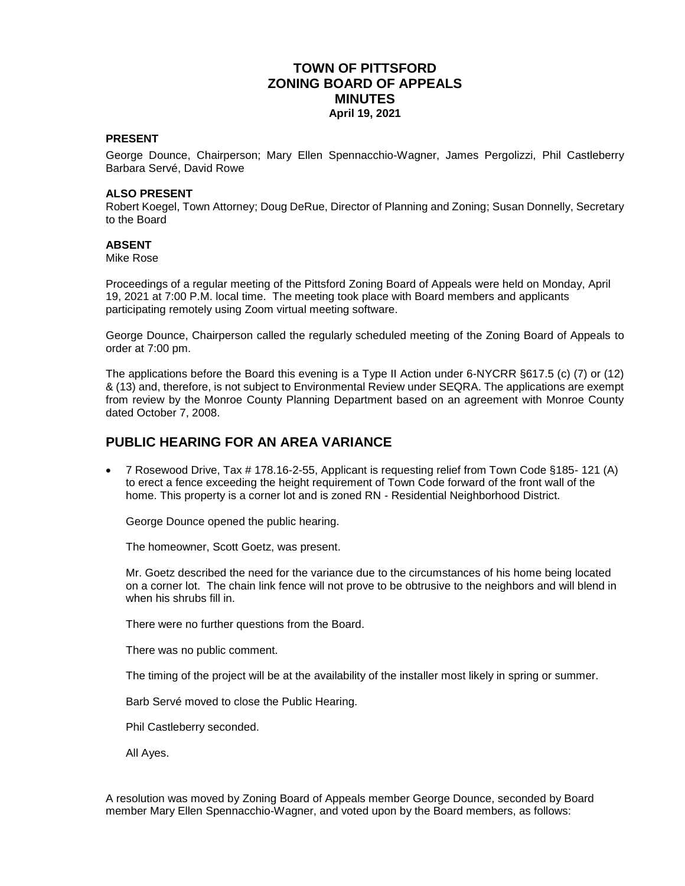# TOWN OF PITTSFORD
# ZONING BOARD OF APPEALS
# MINUTES
**April 19, 2021**

**PRESENT**

George Dounce, Chairperson; Mary Ellen Spennacchio-Wagner, James Pergolizzi, Phil Castleberry Barbara Servé, David Rowe

**ALSO PRESENT**

Robert Koegel, Town Attorney; Doug DeRue, Director of Planning and Zoning; Susan Donnelly, Secretary to the Board

**ABSENT**

Mike Rose

Proceedings of a regular meeting of the Pittsford Zoning Board of Appeals were held on Monday, April 19, 2021 at 7:00 P.M. local time. The meeting took place with Board members and applicants participating remotely using Zoom virtual meeting software.

George Dounce, Chairperson called the regularly scheduled meeting of the Zoning Board of Appeals to order at 7:00 pm.

The applications before the Board this evening is a Type II Action under 6-NYCRR §617.5 (c) (7) or (12) & (13) and, therefore, is not subject to Environmental Review under SEQRA. The applications are exempt from review by the Monroe County Planning Department based on an agreement with Monroe County dated October 7, 2008.

## PUBLIC HEARING FOR AN AREA VARIANCE

- 7 Rosewood Drive, Tax # 178.16-2-55, Applicant is requesting relief from Town Code §185- 121 (A) to erect a fence exceeding the height requirement of Town Code forward of the front wall of the home. This property is a corner lot and is zoned RN - Residential Neighborhood District.

  George Dounce opened the public hearing.

  The homeowner, Scott Goetz, was present.

  Mr. Goetz described the need for the variance due to the circumstances of his home being located on a corner lot. The chain link fence will not prove to be obtrusive to the neighbors and will blend in when his shrubs fill in.

  There were no further questions from the Board.

  There was no public comment.

  The timing of the project will be at the availability of the installer most likely in spring or summer.

  Barb Servé moved to close the Public Hearing.

  Phil Castleberry seconded.

  All Ayes.

A resolution was moved by Zoning Board of Appeals member George Dounce, seconded by Board member Mary Ellen Spennacchio-Wagner, and voted upon by the Board members, as follows: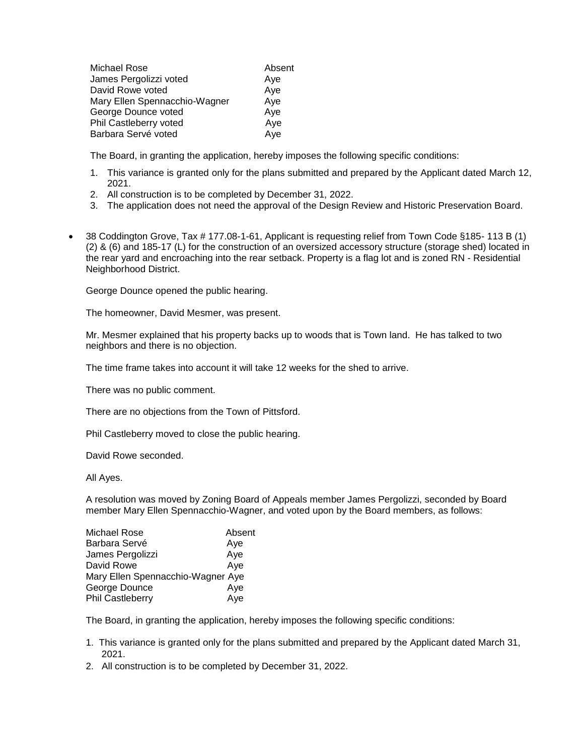| | |
|---|---|
| Michael Rose | Absent |
| James Pergolizzi voted | Aye |
| David Rowe voted | Aye |
| Mary Ellen Spennacchio-Wagner | Aye |
| George Dounce voted | Aye |
| Phil Castleberry voted | Aye |
| Barbara Servé voted | Aye |

The Board, in granting the application, hereby imposes the following specific conditions:

1. This variance is granted only for the plans submitted and prepared by the Applicant dated March 12, 2021.
2. All construction is to be completed by December 31, 2022.
3. The application does not need the approval of the Design Review and Historic Preservation Board.

- 38 Coddington Grove, Tax # 177.08-1-61, Applicant is requesting relief from Town Code §185- 113 B (1) (2) & (6) and 185-17 (L) for the construction of an oversized accessory structure (storage shed) located in the rear yard and encroaching into the rear setback. Property is a flag lot and is zoned RN - Residential Neighborhood District.

George Dounce opened the public hearing.

The homeowner, David Mesmer, was present.

Mr. Mesmer explained that his property backs up to woods that is Town land. He has talked to two neighbors and there is no objection.

The time frame takes into account it will take 12 weeks for the shed to arrive.

There was no public comment.

There are no objections from the Town of Pittsford.

Phil Castleberry moved to close the public hearing.

David Rowe seconded.

All Ayes.

A resolution was moved by Zoning Board of Appeals member James Pergolizzi, seconded by Board member Mary Ellen Spennacchio-Wagner, and voted upon by the Board members, as follows:

| | |
|---|---|
| Michael Rose | Absent |
| Barbara Servé | Aye |
| James Pergolizzi | Aye |
| David Rowe | Aye |
| Mary Ellen Spennacchio-Wagner | Aye |
| George Dounce | Aye |
| Phil Castleberry | Aye |

The Board, in granting the application, hereby imposes the following specific conditions:

1. This variance is granted only for the plans submitted and prepared by the Applicant dated March 31, 2021.
2. All construction is to be completed by December 31, 2022.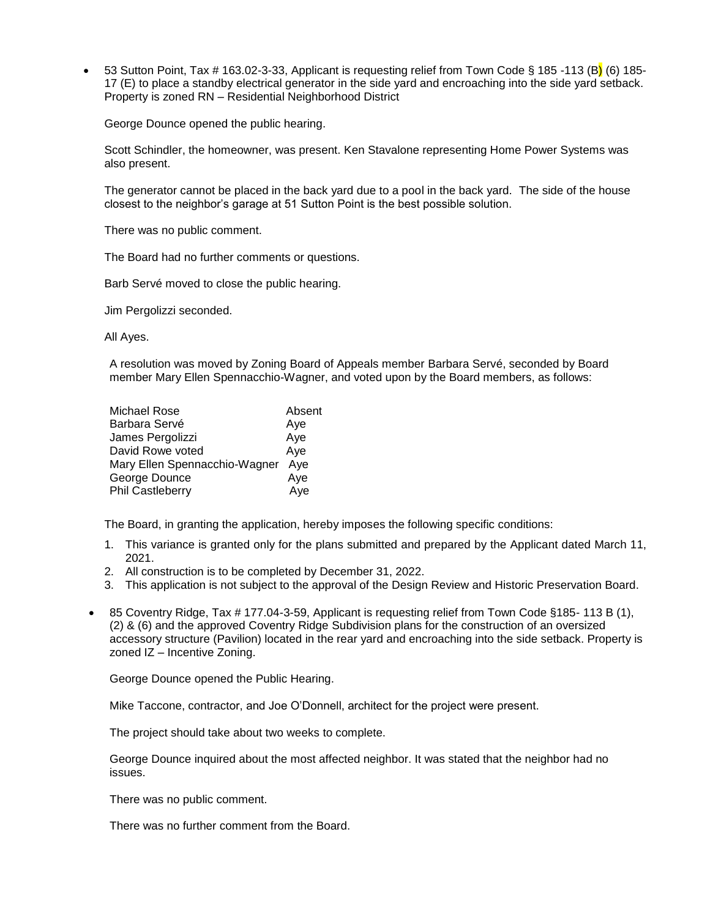- 53 Sutton Point, Tax # 163.02-3-33, Applicant is requesting relief from Town Code § 185 -113 (B) (6) 185-17 (E) to place a standby electrical generator in the side yard and encroaching into the side yard setback. Property is zoned RN – Residential Neighborhood District

  George Dounce opened the public hearing.

  Scott Schindler, the homeowner, was present. Ken Stavalone representing Home Power Systems was also present.

  The generator cannot be placed in the back yard due to a pool in the back yard. The side of the house closest to the neighbor's garage at 51 Sutton Point is the best possible solution.

  There was no public comment.

  The Board had no further comments or questions.

  Barb Servé moved to close the public hearing.

  Jim Pergolizzi seconded.

  All Ayes.

  A resolution was moved by Zoning Board of Appeals member Barbara Servé, seconded by Board member Mary Ellen Spennacchio-Wagner, and voted upon by the Board members, as follows:

  | | |
  |---|---|
  | Michael Rose | Absent |
  | Barbara Servé | Aye |
  | James Pergolizzi | Aye |
  | David Rowe voted | Aye |
  | Mary Ellen Spennacchio-Wagner | Aye |
  | George Dounce | Aye |
  | Phil Castleberry | Aye |

  The Board, in granting the application, hereby imposes the following specific conditions:

  1. This variance is granted only for the plans submitted and prepared by the Applicant dated March 11, 2021.
  2. All construction is to be completed by December 31, 2022.
  3. This application is not subject to the approval of the Design Review and Historic Preservation Board.

- 85 Coventry Ridge, Tax # 177.04-3-59, Applicant is requesting relief from Town Code §185- 113 B (1), (2) & (6) and the approved Coventry Ridge Subdivision plans for the construction of an oversized accessory structure (Pavilion) located in the rear yard and encroaching into the side setback. Property is zoned IZ – Incentive Zoning.

  George Dounce opened the Public Hearing.

  Mike Taccone, contractor, and Joe O'Donnell, architect for the project were present.

  The project should take about two weeks to complete.

  George Dounce inquired about the most affected neighbor. It was stated that the neighbor had no issues.

  There was no public comment.

  There was no further comment from the Board.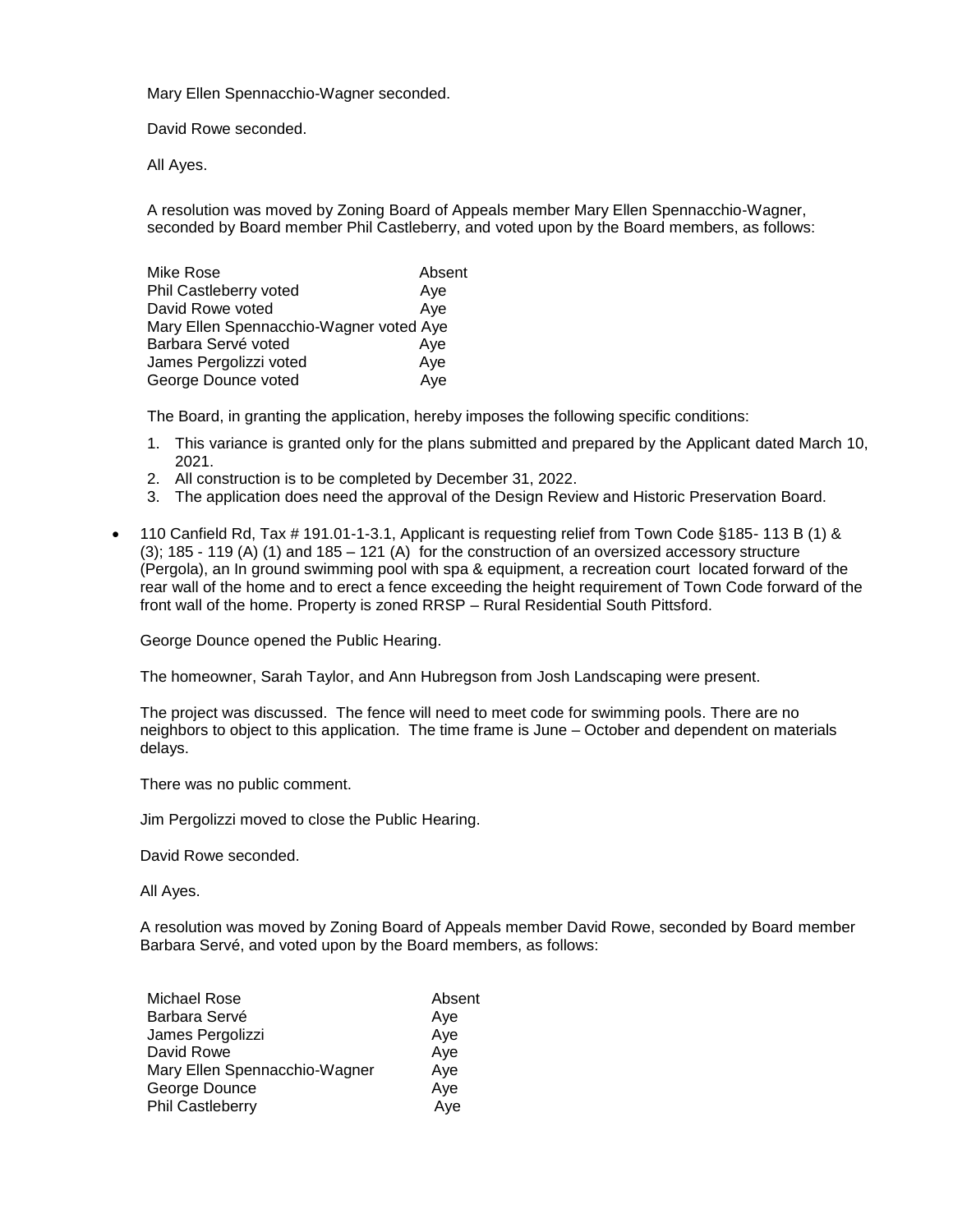Mary Ellen Spennacchio-Wagner seconded.

David Rowe seconded.

All Ayes.

A resolution was moved by Zoning Board of Appeals member Mary Ellen Spennacchio-Wagner, seconded by Board member Phil Castleberry, and voted upon by the Board members, as follows:

| | |
|---|---|
| Mike Rose | Absent |
| Phil Castleberry voted | Aye |
| David Rowe voted | Aye |
| Mary Ellen Spennacchio-Wagner voted | Aye |
| Barbara Servé voted | Aye |
| James Pergolizzi voted | Aye |
| George Dounce voted | Aye |

The Board, in granting the application, hereby imposes the following specific conditions:

1. This variance is granted only for the plans submitted and prepared by the Applicant dated March 10, 2021.
2. All construction is to be completed by December 31, 2022.
3. The application does need the approval of the Design Review and Historic Preservation Board.

- 110 Canfield Rd, Tax # 191.01-1-3.1, Applicant is requesting relief from Town Code §185- 113 B (1) & (3); 185 - 119 (A) (1) and 185 – 121 (A) for the construction of an oversized accessory structure (Pergola), an In ground swimming pool with spa & equipment, a recreation court located forward of the rear wall of the home and to erect a fence exceeding the height requirement of Town Code forward of the front wall of the home. Property is zoned RRSP – Rural Residential South Pittsford.

George Dounce opened the Public Hearing.

The homeowner, Sarah Taylor, and Ann Hubregson from Josh Landscaping were present.

The project was discussed. The fence will need to meet code for swimming pools. There are no neighbors to object to this application. The time frame is June – October and dependent on materials delays.

There was no public comment.

Jim Pergolizzi moved to close the Public Hearing.

David Rowe seconded.

All Ayes.

A resolution was moved by Zoning Board of Appeals member David Rowe, seconded by Board member Barbara Servé, and voted upon by the Board members, as follows:

| | |
|---|---|
| Michael Rose | Absent |
| Barbara Servé | Aye |
| James Pergolizzi | Aye |
| David Rowe | Aye |
| Mary Ellen Spennacchio-Wagner | Aye |
| George Dounce | Aye |
| Phil Castleberry | Aye |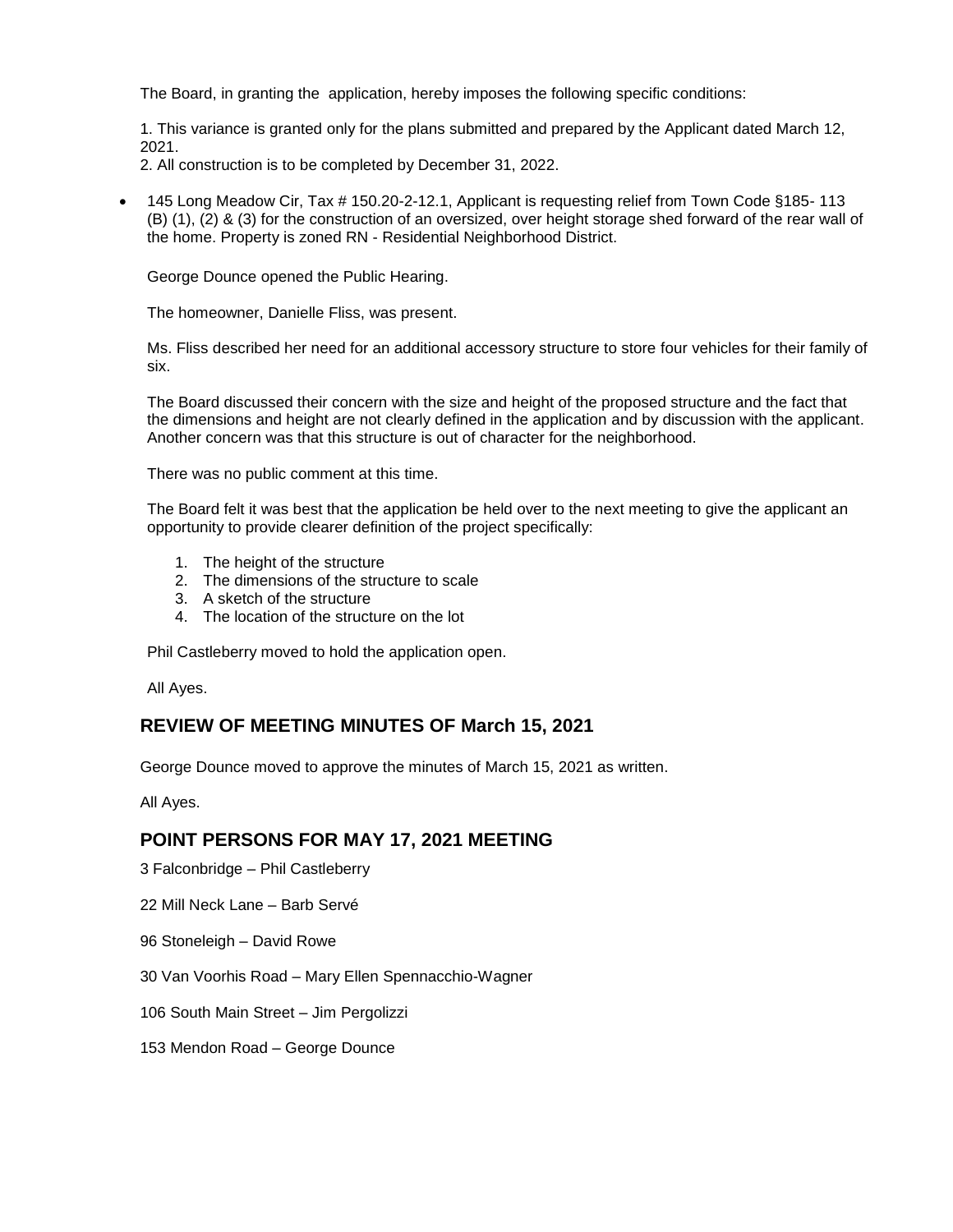The Board, in granting the application, hereby imposes the following specific conditions:

1. This variance is granted only for the plans submitted and prepared by the Applicant dated March 12, 2021.
2. All construction is to be completed by December 31, 2022.

- 145 Long Meadow Cir, Tax # 150.20-2-12.1, Applicant is requesting relief from Town Code §185- 113 (B) (1), (2) & (3) for the construction of an oversized, over height storage shed forward of the rear wall of the home. Property is zoned RN - Residential Neighborhood District.

  George Dounce opened the Public Hearing.

  The homeowner, Danielle Fliss, was present.

  Ms. Fliss described her need for an additional accessory structure to store four vehicles for their family of six.

  The Board discussed their concern with the size and height of the proposed structure and the fact that the dimensions and height are not clearly defined in the application and by discussion with the applicant. Another concern was that this structure is out of character for the neighborhood.

  There was no public comment at this time.

  The Board felt it was best that the application be held over to the next meeting to give the applicant an opportunity to provide clearer definition of the project specifically:

  1. The height of the structure
  2. The dimensions of the structure to scale
  3. A sketch of the structure
  4. The location of the structure on the lot

  Phil Castleberry moved to hold the application open.

  All Ayes.

## REVIEW OF MEETING MINUTES OF March 15, 2021

George Dounce moved to approve the minutes of March 15, 2021 as written.

All Ayes.

## POINT PERSONS FOR MAY 17, 2021 MEETING

3 Falconbridge – Phil Castleberry

22 Mill Neck Lane – Barb Servé

96 Stoneleigh – David Rowe

30 Van Voorhis Road – Mary Ellen Spennacchio-Wagner

106 South Main Street – Jim Pergolizzi

153 Mendon Road – George Dounce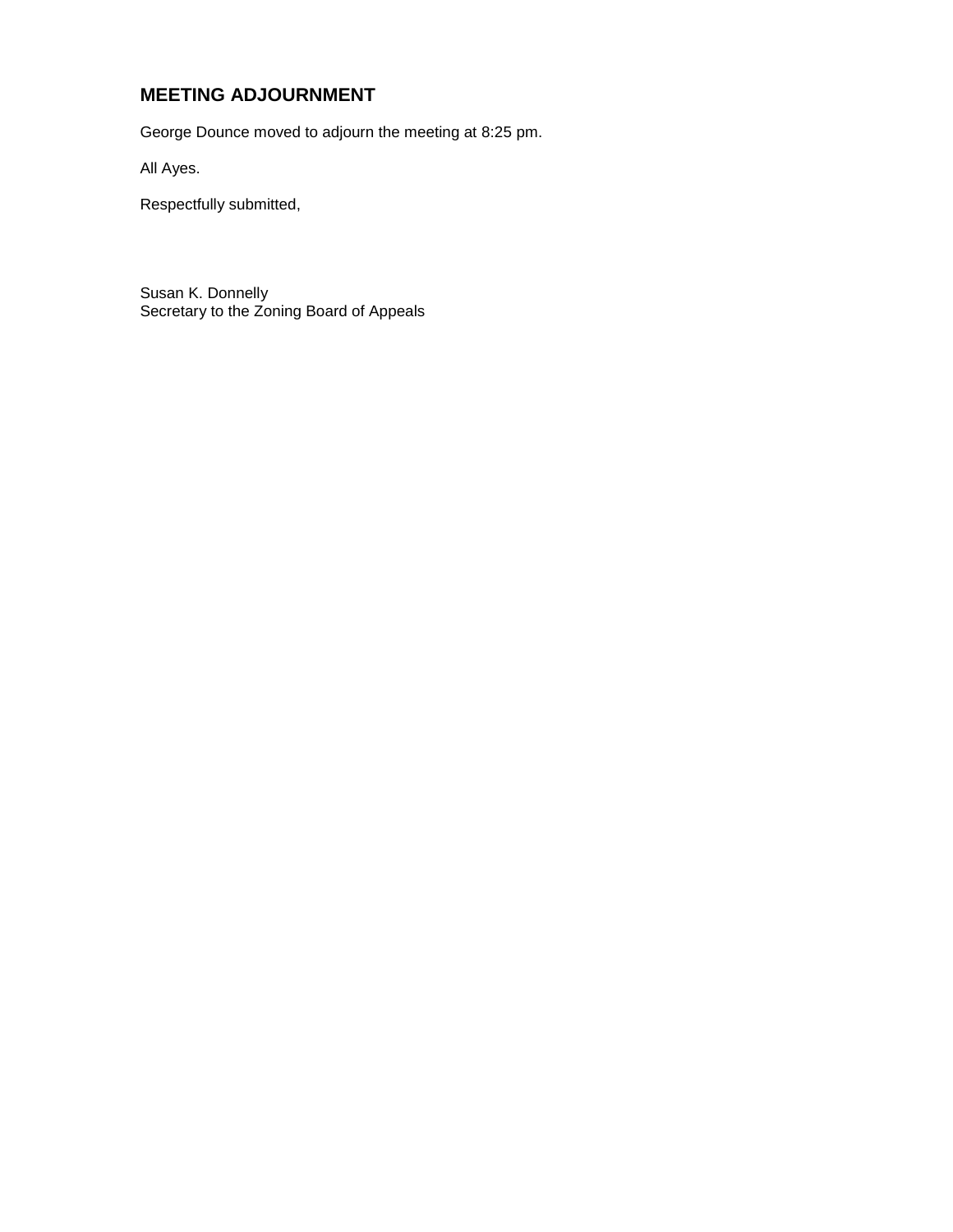## MEETING ADJOURNMENT

George Dounce moved to adjourn the meeting at 8:25 pm.

All Ayes.

Respectfully submitted,

Susan K. Donnelly
Secretary to the Zoning Board of Appeals